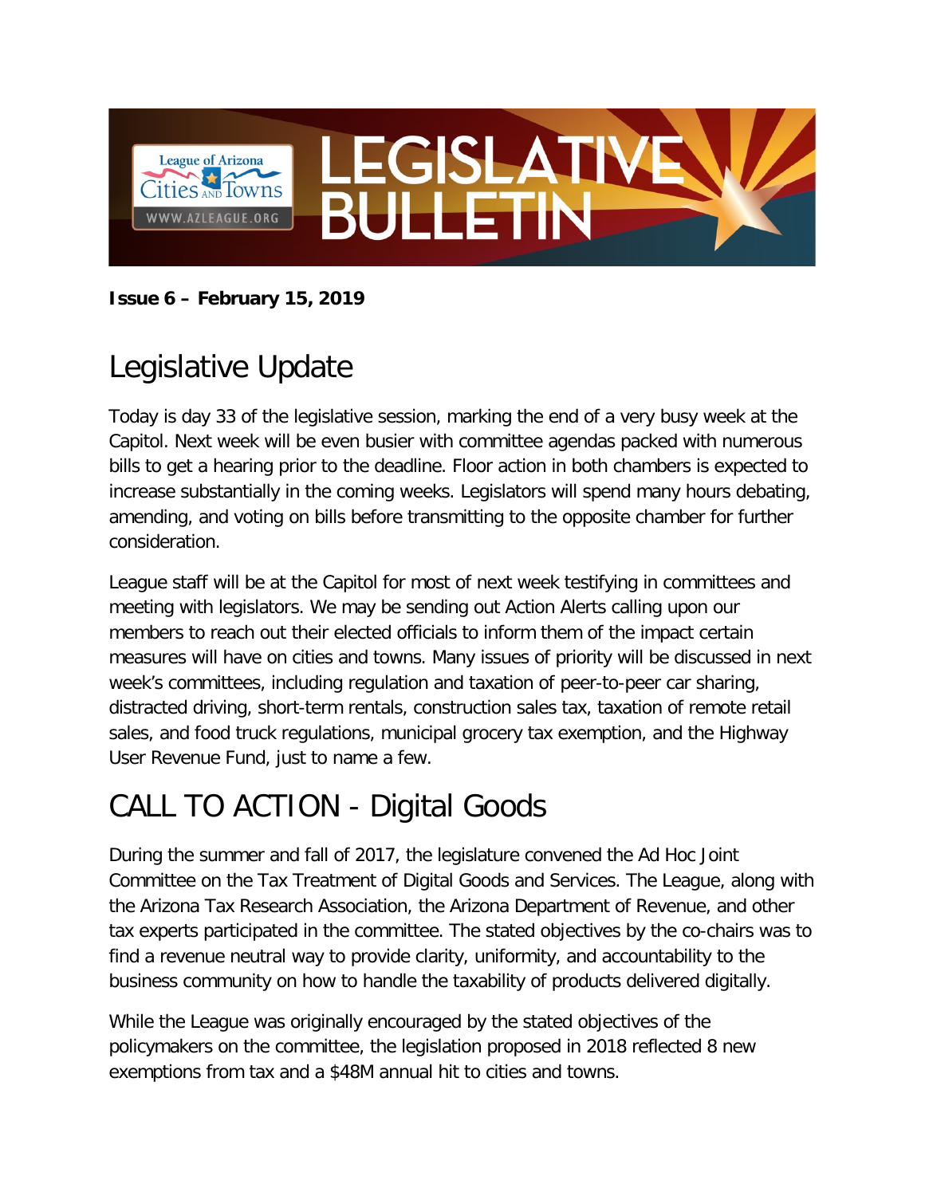# LEGISLATIVE BULLETIN

League of Arizona Cities and Towns
WWW.AZLEAGUE.ORG

**Issue 6 – February 15, 2019**

## Legislative Update

Today is day 33 of the legislative session, marking the end of a very busy week at the Capitol. Next week will be even busier with committee agendas packed with numerous bills to get a hearing prior to the deadline. Floor action in both chambers is expected to increase substantially in the coming weeks. Legislators will spend many hours debating, amending, and voting on bills before transmitting to the opposite chamber for further consideration.

League staff will be at the Capitol for most of next week testifying in committees and meeting with legislators. We may be sending out Action Alerts calling upon our members to reach out their elected officials to inform them of the impact certain measures will have on cities and towns. Many issues of priority will be discussed in next week's committees, including regulation and taxation of peer-to-peer car sharing, distracted driving, short-term rentals, construction sales tax, taxation of remote retail sales, and food truck regulations, municipal grocery tax exemption, and the Highway User Revenue Fund, just to name a few.

## CALL TO ACTION - Digital Goods

During the summer and fall of 2017, the legislature convened the Ad Hoc Joint Committee on the Tax Treatment of Digital Goods and Services. The League, along with the Arizona Tax Research Association, the Arizona Department of Revenue, and other tax experts participated in the committee. The stated objectives by the co-chairs was to find a revenue neutral way to provide clarity, uniformity, and accountability to the business community on how to handle the taxability of products delivered digitally.

While the League was originally encouraged by the stated objectives of the policymakers on the committee, the legislation proposed in 2018 reflected 8 new exemptions from tax and a $48M annual hit to cities and towns.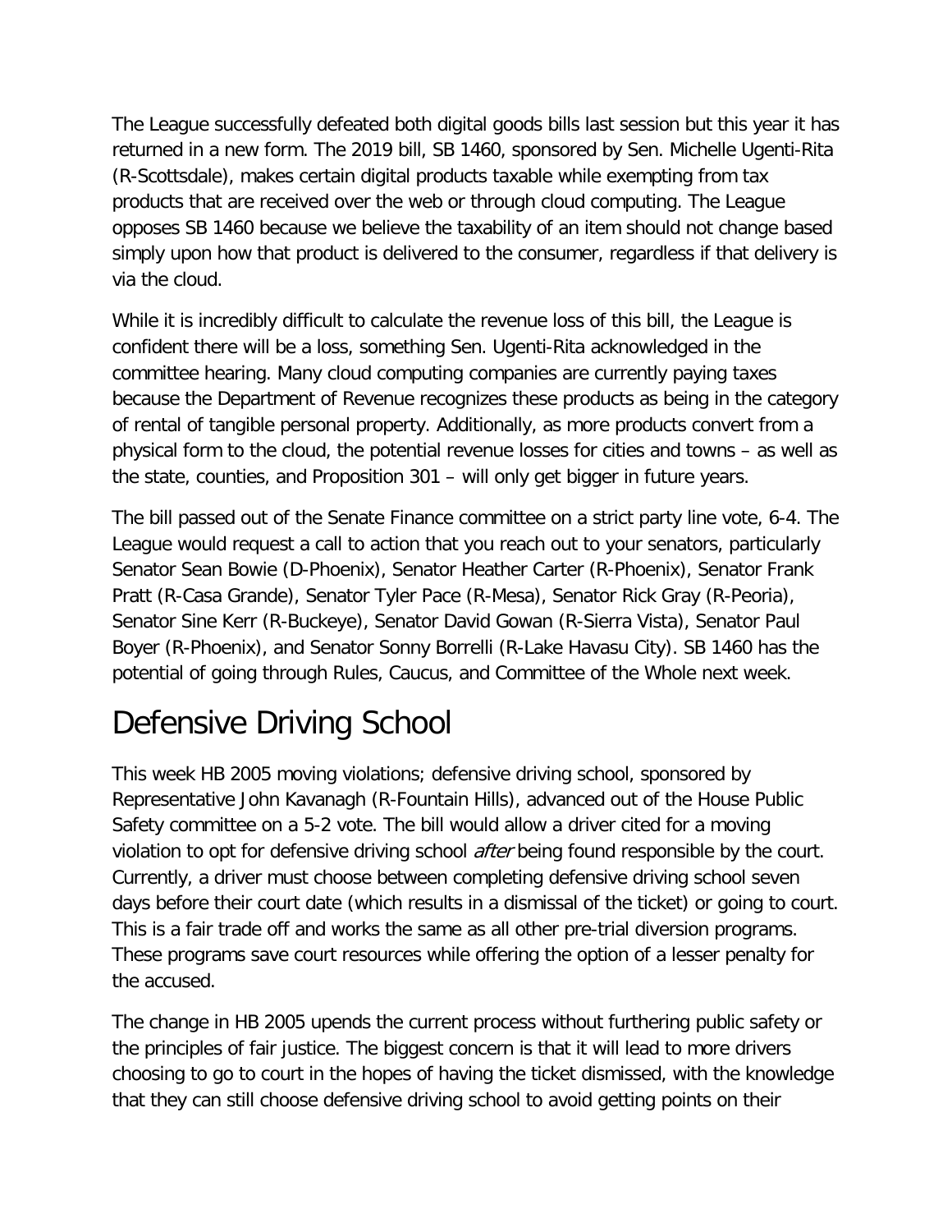The League successfully defeated both digital goods bills last session but this year it has returned in a new form. The 2019 bill, SB 1460, sponsored by Sen. Michelle Ugenti-Rita (R-Scottsdale), makes certain digital products taxable while exempting from tax products that are received over the web or through cloud computing. The League opposes SB 1460 because we believe the taxability of an item should not change based simply upon how that product is delivered to the consumer, regardless if that delivery is via the cloud.

While it is incredibly difficult to calculate the revenue loss of this bill, the League is confident there will be a loss, something Sen. Ugenti-Rita acknowledged in the committee hearing. Many cloud computing companies are currently paying taxes because the Department of Revenue recognizes these products as being in the category of rental of tangible personal property. Additionally, as more products convert from a physical form to the cloud, the potential revenue losses for cities and towns – as well as the state, counties, and Proposition 301 – will only get bigger in future years.

The bill passed out of the Senate Finance committee on a strict party line vote, 6-4. The League would request a call to action that you reach out to your senators, particularly Senator Sean Bowie (D-Phoenix), Senator Heather Carter (R-Phoenix), Senator Frank Pratt (R-Casa Grande), Senator Tyler Pace (R-Mesa), Senator Rick Gray (R-Peoria), Senator Sine Kerr (R-Buckeye), Senator David Gowan (R-Sierra Vista), Senator Paul Boyer (R-Phoenix), and Senator Sonny Borrelli (R-Lake Havasu City). SB 1460 has the potential of going through Rules, Caucus, and Committee of the Whole next week.

# Defensive Driving School

This week HB 2005 moving violations; defensive driving school, sponsored by Representative John Kavanagh (R-Fountain Hills), advanced out of the House Public Safety committee on a 5-2 vote. The bill would allow a driver cited for a moving violation to opt for defensive driving school *after* being found responsible by the court. Currently, a driver must choose between completing defensive driving school seven days before their court date (which results in a dismissal of the ticket) or going to court. This is a fair trade off and works the same as all other pre-trial diversion programs. These programs save court resources while offering the option of a lesser penalty for the accused.

The change in HB 2005 upends the current process without furthering public safety or the principles of fair justice. The biggest concern is that it will lead to more drivers choosing to go to court in the hopes of having the ticket dismissed, with the knowledge that they can still choose defensive driving school to avoid getting points on their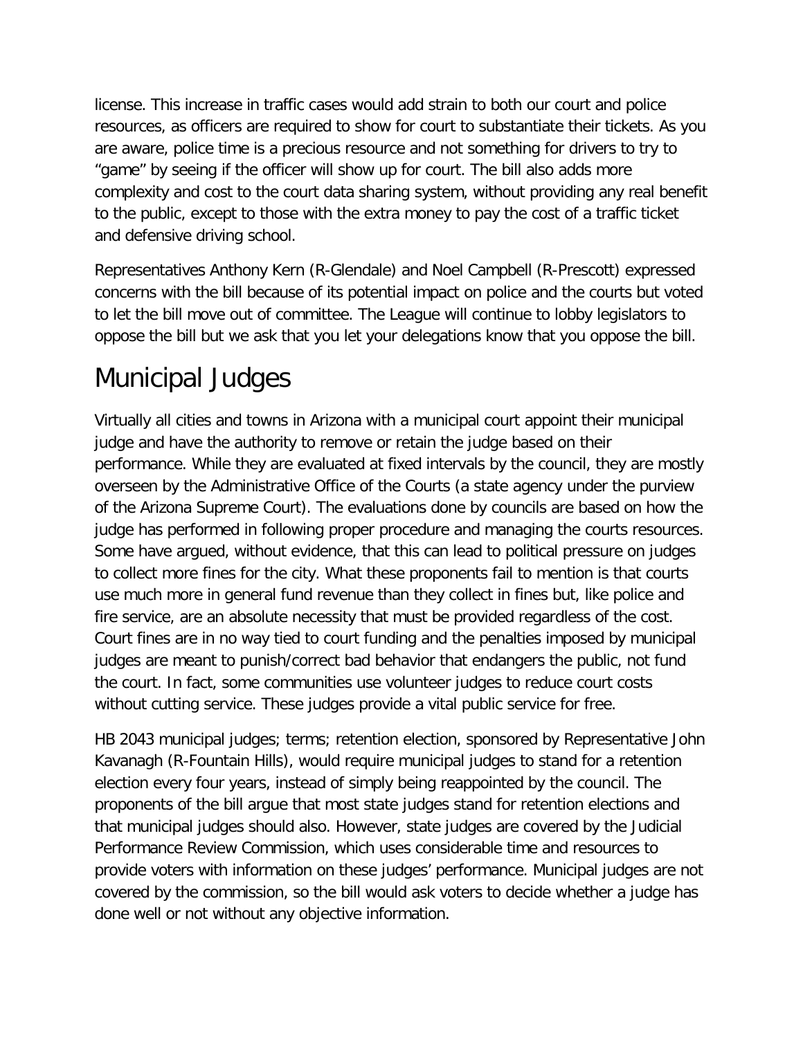license. This increase in traffic cases would add strain to both our court and police resources, as officers are required to show for court to substantiate their tickets. As you are aware, police time is a precious resource and not something for drivers to try to "game" by seeing if the officer will show up for court. The bill also adds more complexity and cost to the court data sharing system, without providing any real benefit to the public, except to those with the extra money to pay the cost of a traffic ticket and defensive driving school.

Representatives Anthony Kern (R-Glendale) and Noel Campbell (R-Prescott) expressed concerns with the bill because of its potential impact on police and the courts but voted to let the bill move out of committee. The League will continue to lobby legislators to oppose the bill but we ask that you let your delegations know that you oppose the bill.

# Municipal Judges

Virtually all cities and towns in Arizona with a municipal court appoint their municipal judge and have the authority to remove or retain the judge based on their performance. While they are evaluated at fixed intervals by the council, they are mostly overseen by the Administrative Office of the Courts (a state agency under the purview of the Arizona Supreme Court). The evaluations done by councils are based on how the judge has performed in following proper procedure and managing the courts resources. Some have argued, without evidence, that this can lead to political pressure on judges to collect more fines for the city. What these proponents fail to mention is that courts use much more in general fund revenue than they collect in fines but, like police and fire service, are an absolute necessity that must be provided regardless of the cost. Court fines are in no way tied to court funding and the penalties imposed by municipal judges are meant to punish/correct bad behavior that endangers the public, not fund the court. In fact, some communities use volunteer judges to reduce court costs without cutting service. These judges provide a vital public service for free.

HB 2043 municipal judges; terms; retention election, sponsored by Representative John Kavanagh (R-Fountain Hills), would require municipal judges to stand for a retention election every four years, instead of simply being reappointed by the council. The proponents of the bill argue that most state judges stand for retention elections and that municipal judges should also. However, state judges are covered by the Judicial Performance Review Commission, which uses considerable time and resources to provide voters with information on these judges' performance. Municipal judges are not covered by the commission, so the bill would ask voters to decide whether a judge has done well or not without any objective information.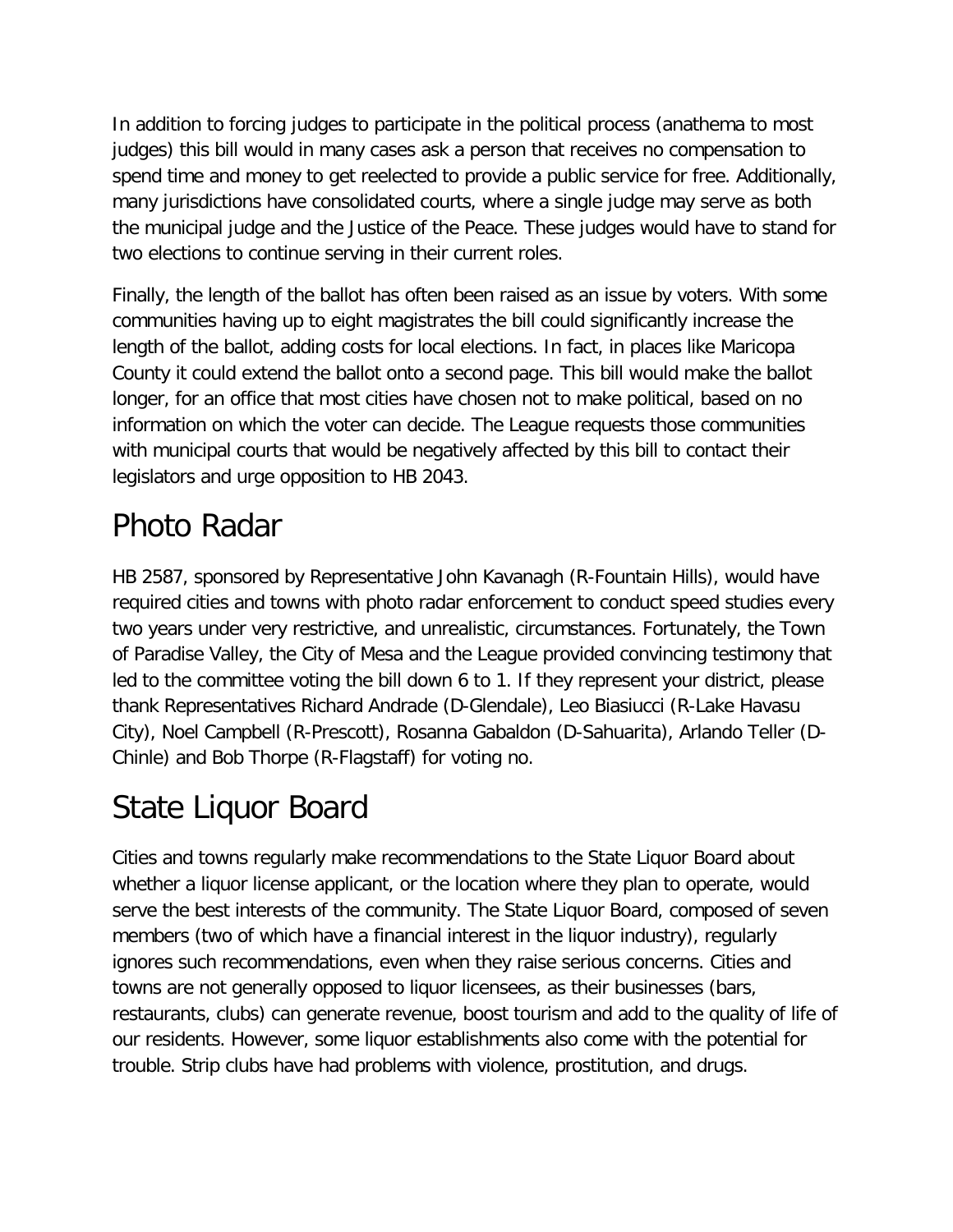In addition to forcing judges to participate in the political process (anathema to most judges) this bill would in many cases ask a person that receives no compensation to spend time and money to get reelected to provide a public service for free. Additionally, many jurisdictions have consolidated courts, where a single judge may serve as both the municipal judge and the Justice of the Peace. These judges would have to stand for two elections to continue serving in their current roles.

Finally, the length of the ballot has often been raised as an issue by voters. With some communities having up to eight magistrates the bill could significantly increase the length of the ballot, adding costs for local elections. In fact, in places like Maricopa County it could extend the ballot onto a second page. This bill would make the ballot longer, for an office that most cities have chosen not to make political, based on no information on which the voter can decide. The League requests those communities with municipal courts that would be negatively affected by this bill to contact their legislators and urge opposition to HB 2043.

# Photo Radar

HB 2587, sponsored by Representative John Kavanagh (R-Fountain Hills), would have required cities and towns with photo radar enforcement to conduct speed studies every two years under very restrictive, and unrealistic, circumstances. Fortunately, the Town of Paradise Valley, the City of Mesa and the League provided convincing testimony that led to the committee voting the bill down 6 to 1. If they represent your district, please thank Representatives Richard Andrade (D-Glendale), Leo Biasiucci (R-Lake Havasu City), Noel Campbell (R-Prescott), Rosanna Gabaldon (D-Sahuarita), Arlando Teller (D-Chinle) and Bob Thorpe (R-Flagstaff) for voting no.

# State Liquor Board

Cities and towns regularly make recommendations to the State Liquor Board about whether a liquor license applicant, or the location where they plan to operate, would serve the best interests of the community. The State Liquor Board, composed of seven members (two of which have a financial interest in the liquor industry), regularly ignores such recommendations, even when they raise serious concerns. Cities and towns are not generally opposed to liquor licensees, as their businesses (bars, restaurants, clubs) can generate revenue, boost tourism and add to the quality of life of our residents. However, some liquor establishments also come with the potential for trouble. Strip clubs have had problems with violence, prostitution, and drugs.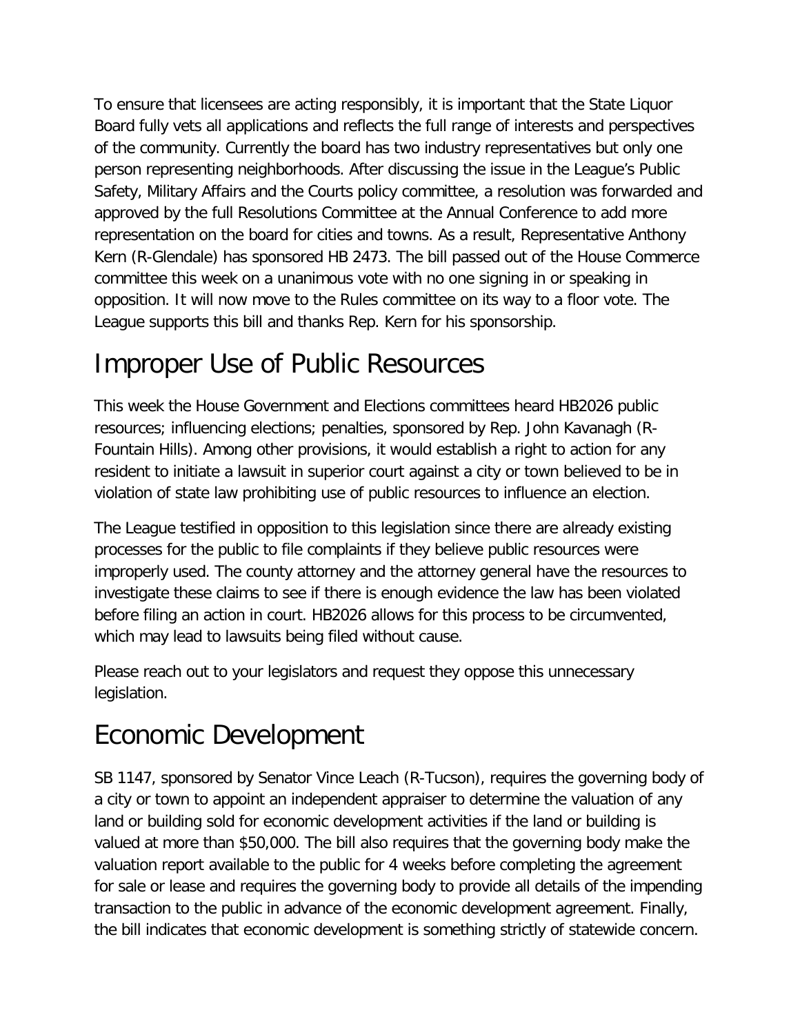To ensure that licensees are acting responsibly, it is important that the State Liquor Board fully vets all applications and reflects the full range of interests and perspectives of the community. Currently the board has two industry representatives but only one person representing neighborhoods. After discussing the issue in the League's Public Safety, Military Affairs and the Courts policy committee, a resolution was forwarded and approved by the full Resolutions Committee at the Annual Conference to add more representation on the board for cities and towns. As a result, Representative Anthony Kern (R-Glendale) has sponsored HB 2473. The bill passed out of the House Commerce committee this week on a unanimous vote with no one signing in or speaking in opposition. It will now move to the Rules committee on its way to a floor vote. The League supports this bill and thanks Rep. Kern for his sponsorship.

# Improper Use of Public Resources

This week the House Government and Elections committees heard HB2026 public resources; influencing elections; penalties, sponsored by Rep. John Kavanagh (R-Fountain Hills). Among other provisions, it would establish a right to action for any resident to initiate a lawsuit in superior court against a city or town believed to be in violation of state law prohibiting use of public resources to influence an election.

The League testified in opposition to this legislation since there are already existing processes for the public to file complaints if they believe public resources were improperly used. The county attorney and the attorney general have the resources to investigate these claims to see if there is enough evidence the law has been violated before filing an action in court. HB2026 allows for this process to be circumvented, which may lead to lawsuits being filed without cause.

Please reach out to your legislators and request they oppose this unnecessary legislation.

# Economic Development

SB 1147, sponsored by Senator Vince Leach (R-Tucson), requires the governing body of a city or town to appoint an independent appraiser to determine the valuation of any land or building sold for economic development activities if the land or building is valued at more than $50,000. The bill also requires that the governing body make the valuation report available to the public for 4 weeks before completing the agreement for sale or lease and requires the governing body to provide all details of the impending transaction to the public in advance of the economic development agreement. Finally, the bill indicates that economic development is something strictly of statewide concern.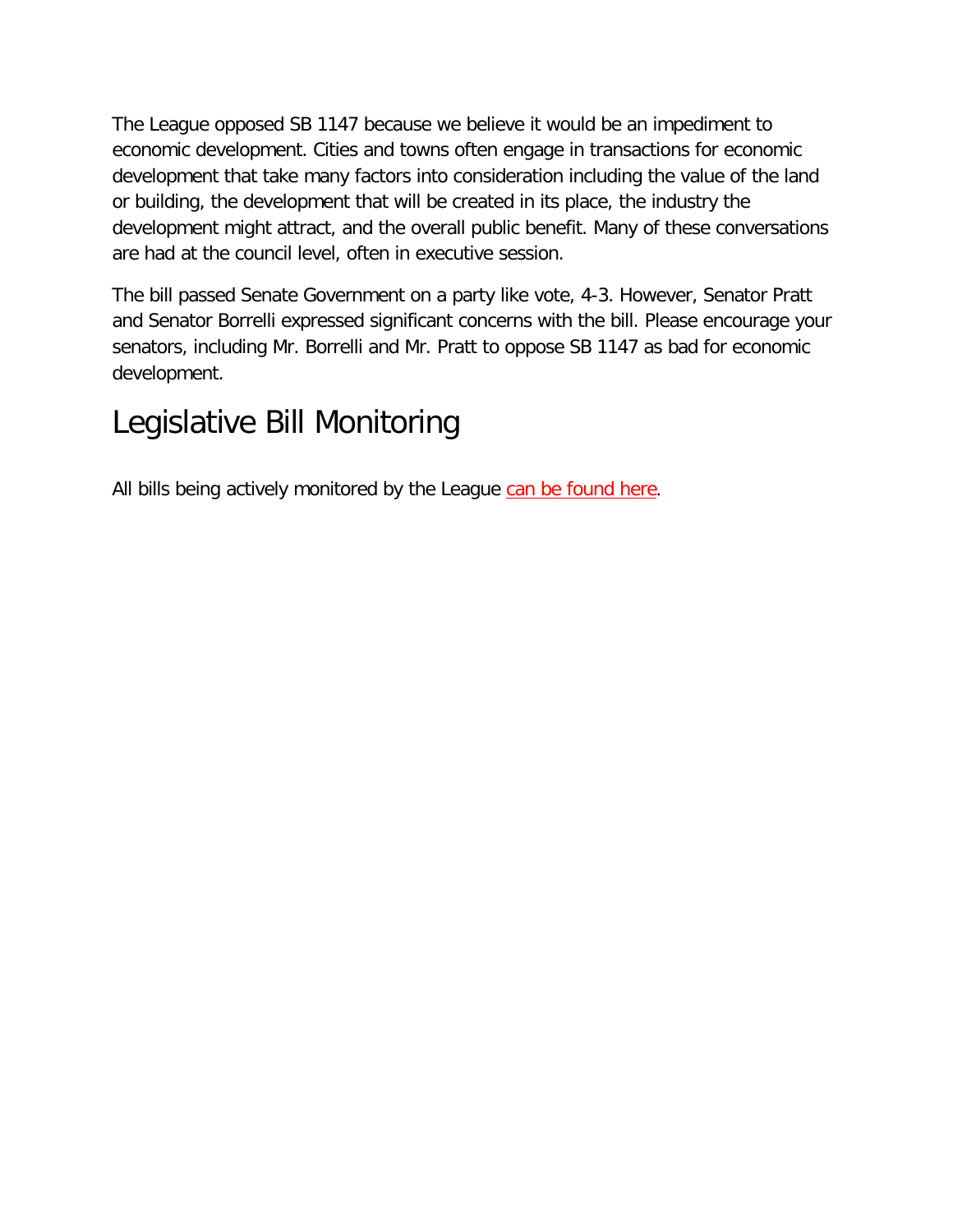The League opposed SB 1147 because we believe it would be an impediment to economic development. Cities and towns often engage in transactions for economic development that take many factors into consideration including the value of the land or building, the development that will be created in its place, the industry the development might attract, and the overall public benefit. Many of these conversations are had at the council level, often in executive session.

The bill passed Senate Government on a party like vote, 4-3. However, Senator Pratt and Senator Borrelli expressed significant concerns with the bill. Please encourage your senators, including Mr. Borrelli and Mr. Pratt to oppose SB 1147 as bad for economic development.

# Legislative Bill Monitoring

All bills being actively monitored by the League can be found here.